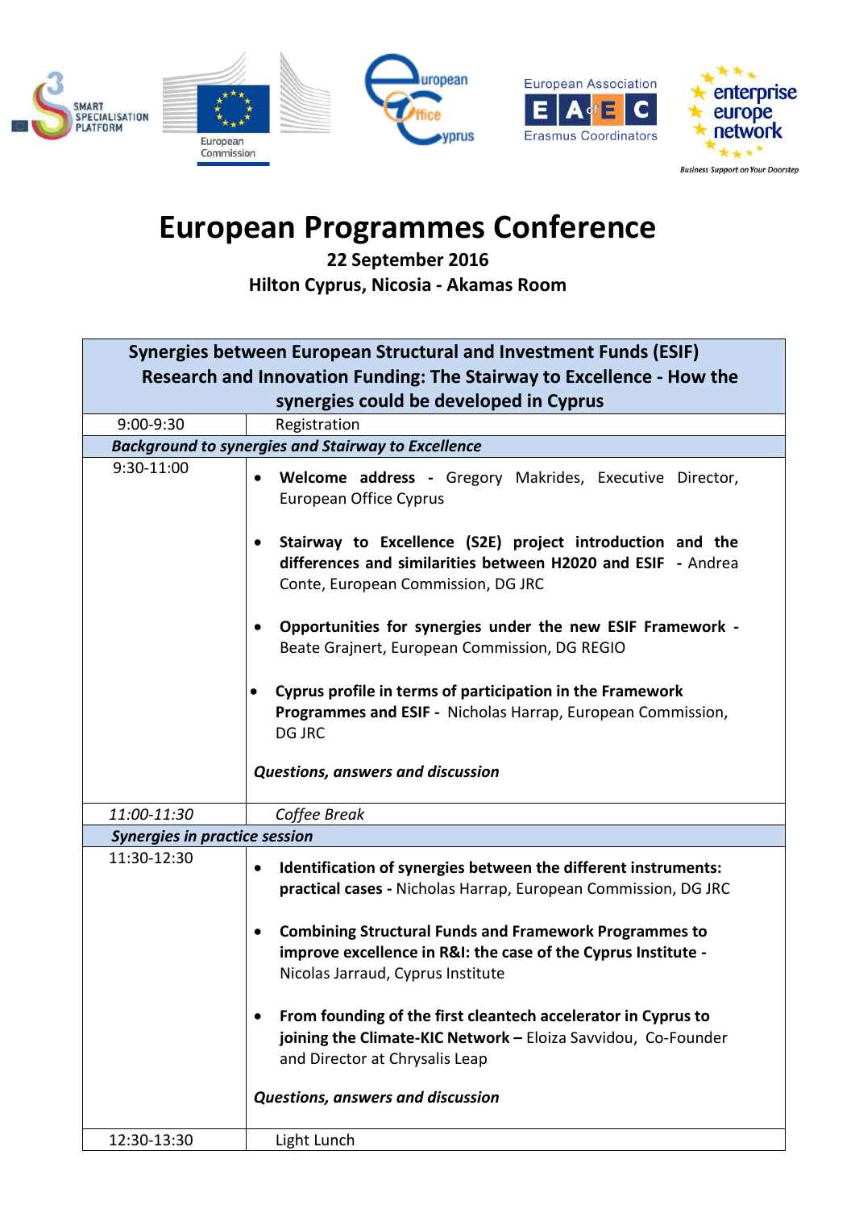# European Programmes Conference

**22 September 2016**

**Hilton Cyprus, Nicosia - Akamas Room**

| **Synergies between European Structural and Investment Funds (ESIF) Research and Innovation Funding: The Stairway to Excellence - How the synergies could be developed in Cyprus** | |
|---|---|
| 9:00-9:30 | Registration |
| ***Background to synergies and Stairway to Excellence*** | |
| 9:30-11:00 | • **Welcome address -** Gregory Makrides, Executive Director, European Office Cyprus<br><br>• **Stairway to Excellence (S2E) project introduction and the differences and similarities between H2020 and ESIF -** Andrea Conte, European Commission, DG JRC<br><br>• **Opportunities for synergies under the new ESIF Framework -** Beate Grajnert, European Commission, DG REGIO<br><br>• **Cyprus profile in terms of participation in the Framework Programmes and ESIF -** Nicholas Harrap, European Commission, DG JRC<br><br>***Questions, answers and discussion*** |
| *11:00-11:30* | *Coffee Break* |
| ***Synergies in practice session*** | |
| 11:30-12:30 | • **Identification of synergies between the different instruments: practical cases -** Nicholas Harrap, European Commission, DG JRC<br><br>• **Combining Structural Funds and Framework Programmes to improve excellence in R&I: the case of the Cyprus Institute -** Nicolas Jarraud, Cyprus Institute<br><br>• **From founding of the first cleantech accelerator in Cyprus to joining the Climate-KIC Network –** Eloiza Savvidou, Co-Founder and Director at Chrysalis Leap<br><br>***Questions, answers and discussion*** |
| 12:30-13:30 | Light Lunch |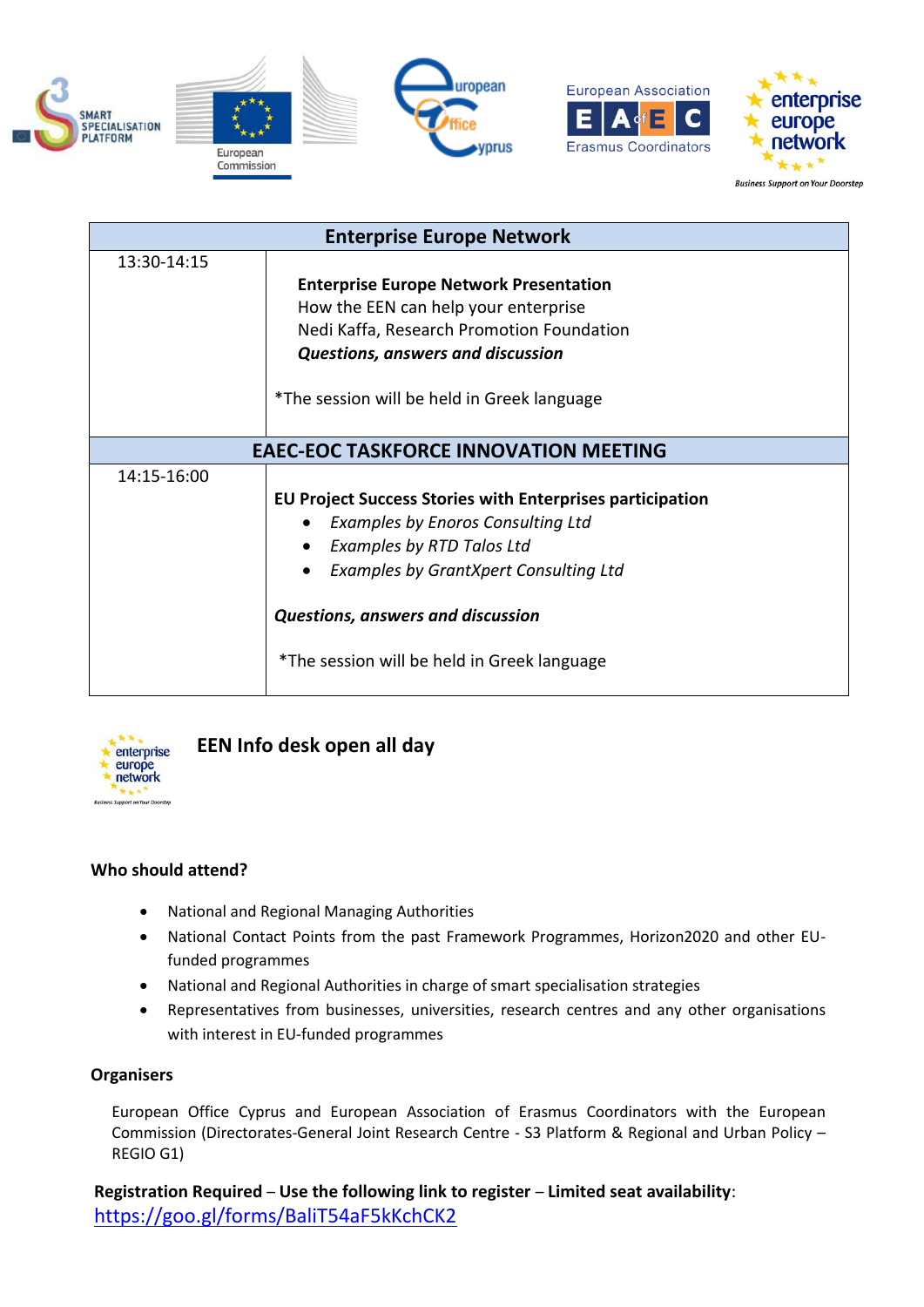| | |
|---|---|
| **Enterprise Europe Network** | |
| 13:30-14:15 | **Enterprise Europe Network Presentation**<br>How the EEN can help your enterprise<br>Nedi Kaffa, Research Promotion Foundation<br>***Questions, answers and discussion***<br><br>*The session will be held in Greek language |
| **EAEC-EOC TASKFORCE INNOVATION MEETING** | |
| 14:15-16:00 | **EU Project Success Stories with Enterprises participation**<br>• *Examples by Enoros Consulting Ltd*<br>• *Examples by RTD Talos Ltd*<br>• *Examples by GrantXpert Consulting Ltd*<br><br>***Questions, answers and discussion***<br><br>*The session will be held in Greek language |

**EEN Info desk open all day**

**Who should attend?**

- National and Regional Managing Authorities
- National Contact Points from the past Framework Programmes, Horizon2020 and other EU-funded programmes
- National and Regional Authorities in charge of smart specialisation strategies
- Representatives from businesses, universities, research centres and any other organisations with interest in EU-funded programmes

**Organisers**

European Office Cyprus and European Association of Erasmus Coordinators with the European Commission (Directorates-General Joint Research Centre - S3 Platform & Regional and Urban Policy – REGIO G1)

**Registration Required – Use the following link to register – Limited seat availability**:
https://goo.gl/forms/BaliT54aF5kKchCK2